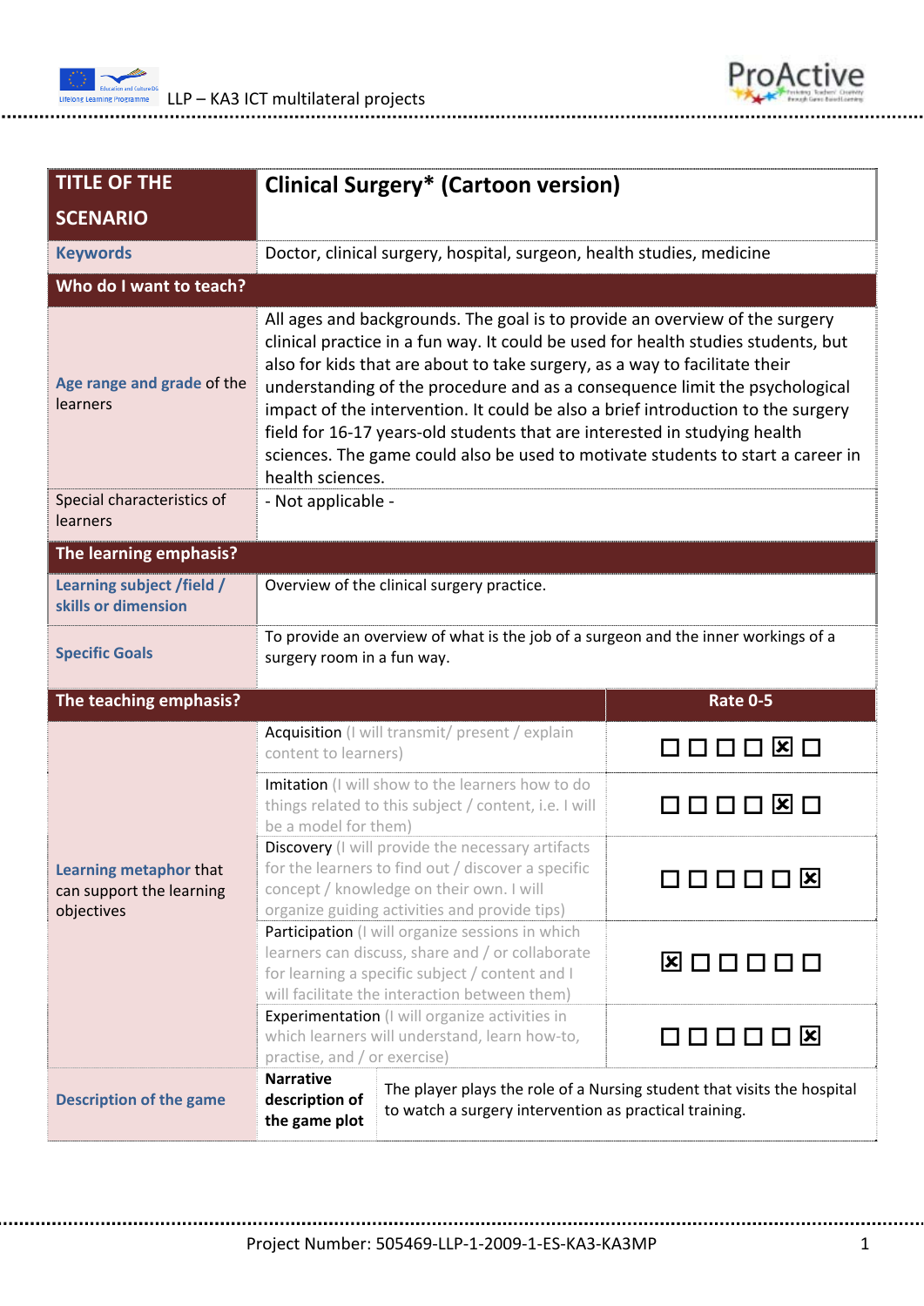| TITLE OF THE SCENARIO | Clinical Surgery* (Cartoon version) | |
|---|---|---|
| Keywords | Doctor, clinical surgery, hospital, surgeon, health studies, medicine | |
| **Who do I want to teach?** | | |
| Age range and grade of the learners | All ages and backgrounds. The goal is to provide an overview of the surgery clinical practice in a fun way. It could be used for health studies students, but also for kids that are about to take surgery, as a way to facilitate their understanding of the procedure and as a consequence limit the psychological impact of the intervention. It could be also a brief introduction to the surgery field for 16-17 years-old students that are interested in studying health sciences. The game could also be used to motivate students to start a career in health sciences. | |
| Special characteristics of learners | - Not applicable - | |
| **The learning emphasis?** | | |
| Learning subject /field / skills or dimension | Overview of the clinical surgery practice. | |
| Specific Goals | To provide an overview of what is the job of a surgeon and the inner workings of a surgery room in a fun way. | |
| **The teaching emphasis?** | | **Rate 0-5** |
| Learning metaphor that can support the learning objectives | Acquisition (I will transmit/ present / explain content to learners) | ☐ ☐ ☐ ☐ ☒ ☐ |
| | Imitation (I will show to the learners how to do things related to this subject / content, i.e. I will be a model for them) | ☐ ☐ ☐ ☐ ☒ ☐ |
| | Discovery (I will provide the necessary artifacts for the learners to find out / discover a specific concept / knowledge on their own. I will organize guiding activities and provide tips) | ☐ ☐ ☐ ☐ ☐ ☒ |
| | Participation (I will organize sessions in which learners can discuss, share and / or collaborate for learning a specific subject / content and I will facilitate the interaction between them) | ☒ ☐ ☐ ☐ ☐ ☐ |
| | Experimentation (I will organize activities in which learners will understand, learn how-to, practise, and / or exercise) | ☐ ☐ ☐ ☐ ☐ ☒ |
| Description of the game | **Narrative description of the game plot** | The player plays the role of a Nursing student that visits the hospital to watch a surgery intervention as practical training. |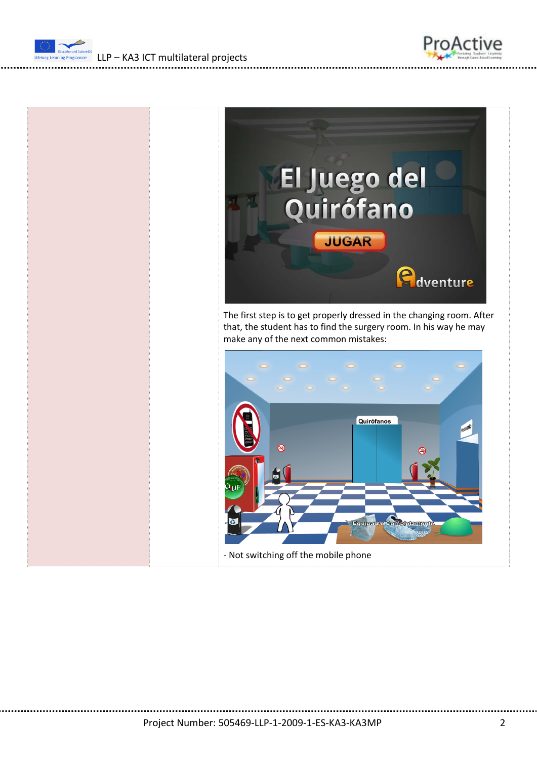The first step is to get properly dressed in the changing room. After that, the student has to find the surgery room. In his way he may make any of the next common mistakes:

- Not switching off the mobile phone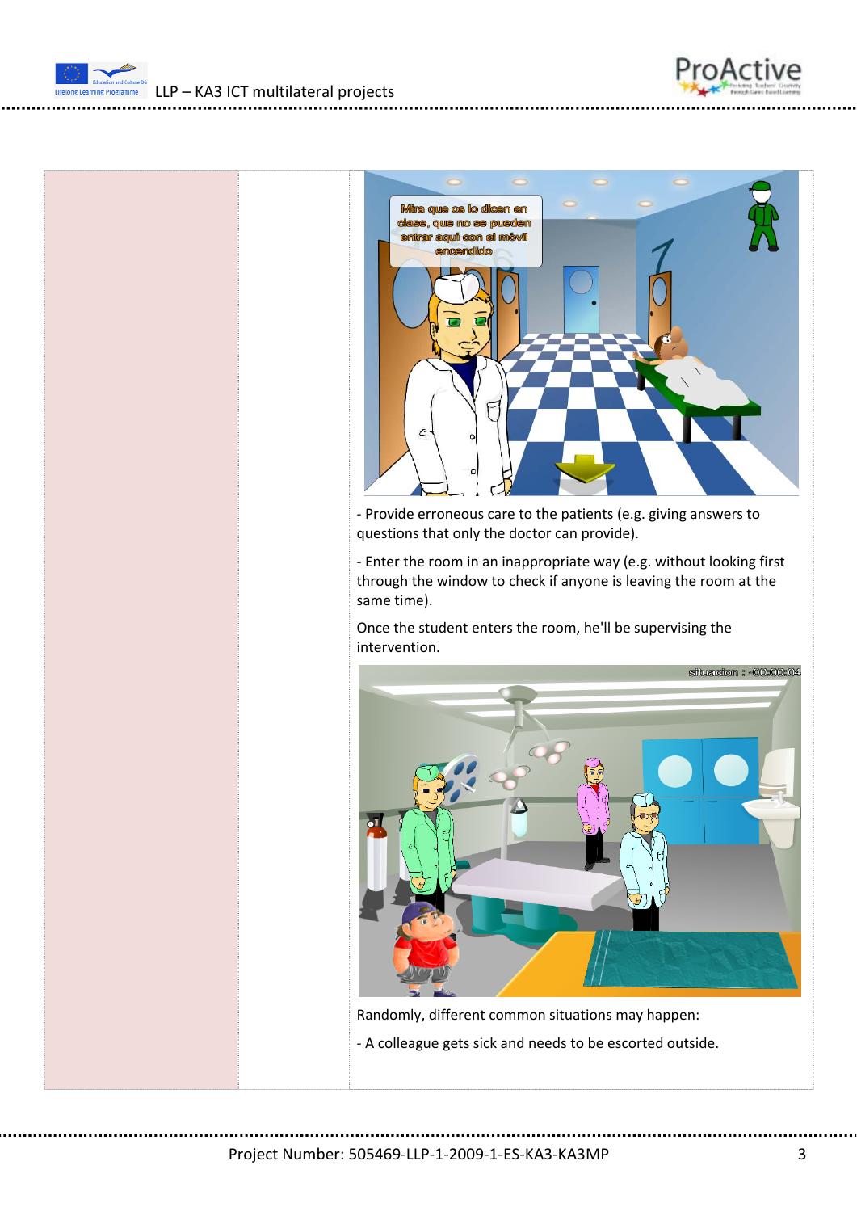- Provide erroneous care to the patients (e.g. giving answers to questions that only the doctor can provide).

- Enter the room in an inappropriate way (e.g. without looking first through the window to check if anyone is leaving the room at the same time).

Once the student enters the room, he'll be supervising the intervention.

Randomly, different common situations may happen:

- A colleague gets sick and needs to be escorted outside.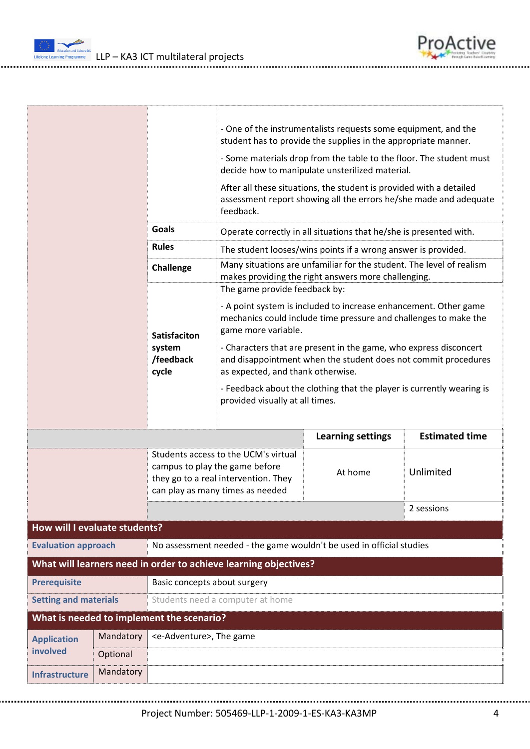|  |  |  |
|---|---|---|
|  |  | - One of the instrumentalists requests some equipment, and the student has to provide the supplies in the appropriate manner.<br><br>- Some materials drop from the table to the floor. The student must decide how to manipulate unsterilized material.<br><br>After all these situations, the student is provided with a detailed assessment report showing all the errors he/she made and adequate feedback. |
|  | **Goals** | Operate correctly in all situations that he/she is presented with. |
|  | **Rules** | The student looses/wins points if a wrong answer is provided. |
|  | **Challenge** | Many situations are unfamiliar for the student. The level of realism makes providing the right answers more challenging. |
|  | **Satisfaciton system /feedback cycle** | The game provide feedback by:<br><br>- A point system is included to increase enhancement. Other game mechanics could include time pressure and challenges to make the game more variable.<br><br>- Characters that are present in the game, who express disconcert and disappointment when the student does not commit procedures as expected, and thank otherwise.<br><br>- Feedback about the clothing that the player is currently wearing is provided visually at all times. |

|  |  | **Learning settings** | **Estimated time** |
|---|---|---|---|
|  | Students access to the UCM's virtual campus to play the game before they go to a real intervention. They can play as many times as needed | At home | Unlimited |
|  |  |  | 2 sessions |

| **How will I evaluate students?** |  |
|---|---|
| **Evaluation approach** | No assessment needed - the game wouldn't be used in official studies |

| **What will learners need in order to achieve learning objectives?** |  |
|---|---|
| **Prerequisite** | Basic concepts about surgery |
| **Setting and materials** | Students need a computer at home |

| **What is needed to implement the scenario?** |  |  |
|---|---|---|
| **Application involved** | Mandatory | <e-Adventure>, The game |
|  | Optional |  |
| **Infrastructure** | Mandatory |  |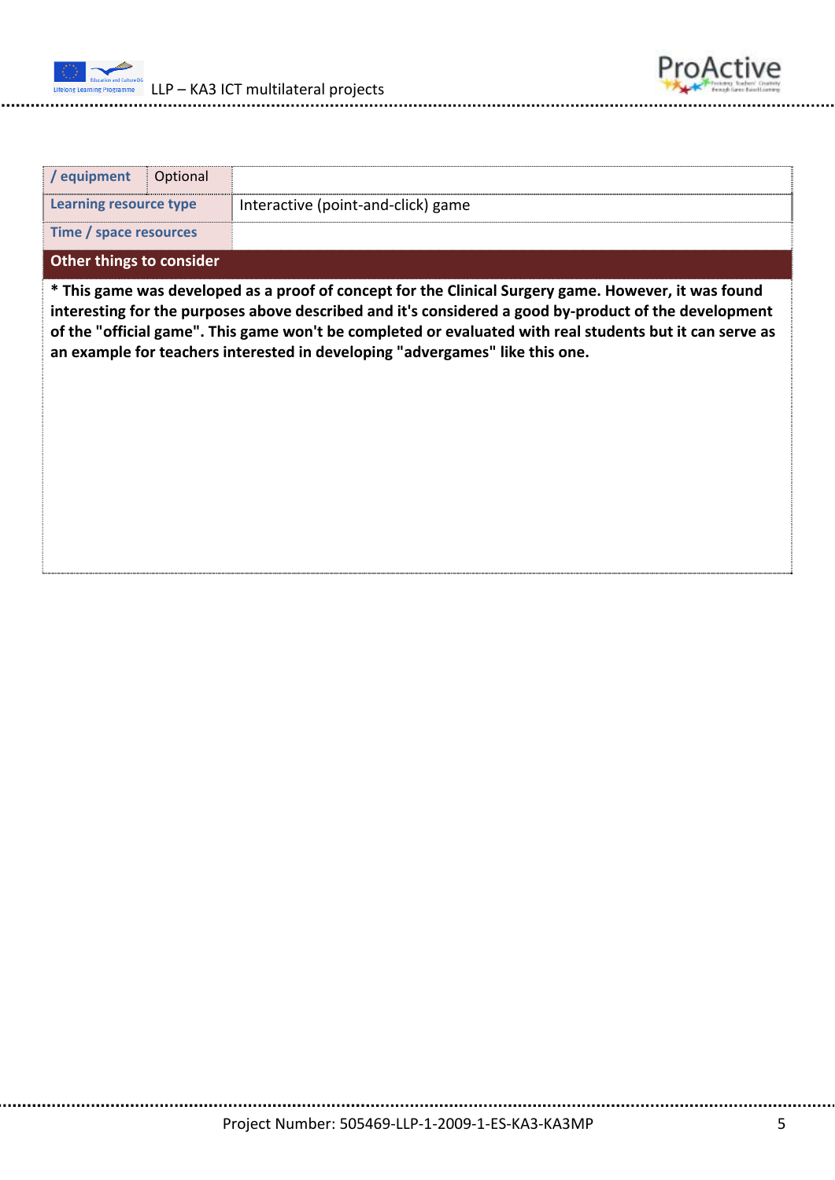| | | |
|---|---|---|
| / equipment | Optional | |
| Learning resource type | Interactive (point-and-click) game | |
| Time / space resources | | |

**Other things to consider**

**\* This game was developed as a proof of concept for the Clinical Surgery game. However, it was found interesting for the purposes above described and it's considered a good by-product of the development of the "official game". This game won't be completed or evaluated with real students but it can serve as an example for teachers interested in developing "advergames" like this one.**